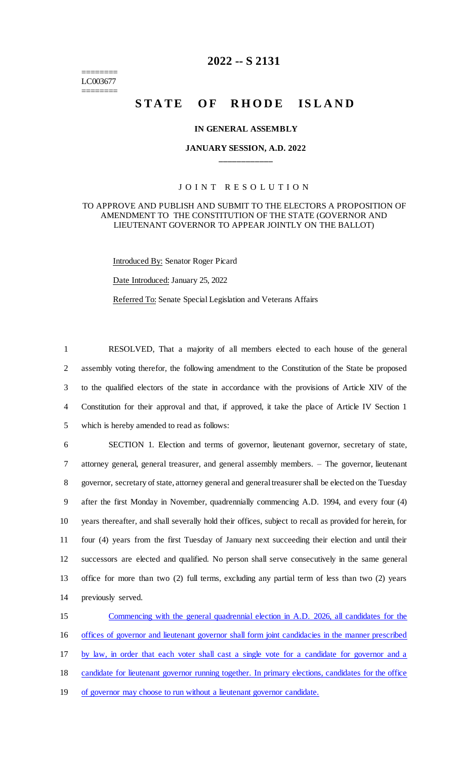========
LC003677
========

# 2022 -- S 2131

# STATE OF RHODE ISLAND

### IN GENERAL ASSEMBLY

### JANUARY SESSION, A.D. 2022

J O I N T   R E S O L U T I O N

TO APPROVE AND PUBLISH AND SUBMIT TO THE ELECTORS A PROPOSITION OF AMENDMENT TO THE CONSTITUTION OF THE STATE (GOVERNOR AND LIEUTENANT GOVERNOR TO APPEAR JOINTLY ON THE BALLOT)

Introduced By: Senator Roger Picard

Date Introduced: January 25, 2022

Referred To: Senate Special Legislation and Veterans Affairs

RESOLVED, That a majority of all members elected to each house of the general assembly voting therefor, the following amendment to the Constitution of the State be proposed to the qualified electors of the state in accordance with the provisions of Article XIV of the Constitution for their approval and that, if approved, it take the place of Article IV Section 1 which is hereby amended to read as follows:

SECTION 1. Election and terms of governor, lieutenant governor, secretary of state, attorney general, general treasurer, and general assembly members. – The governor, lieutenant governor, secretary of state, attorney general and general treasurer shall be elected on the Tuesday after the first Monday in November, quadrennially commencing A.D. 1994, and every four (4) years thereafter, and shall severally hold their offices, subject to recall as provided for herein, for four (4) years from the first Tuesday of January next succeeding their election and until their successors are elected and qualified. No person shall serve consecutively in the same general office for more than two (2) full terms, excluding any partial term of less than two (2) years previously served.

Commencing with the general quadrennial election in A.D. 2026, all candidates for the offices of governor and lieutenant governor shall form joint candidacies in the manner prescribed by law, in order that each voter shall cast a single vote for a candidate for governor and a candidate for lieutenant governor running together. In primary elections, candidates for the office of governor may choose to run without a lieutenant governor candidate.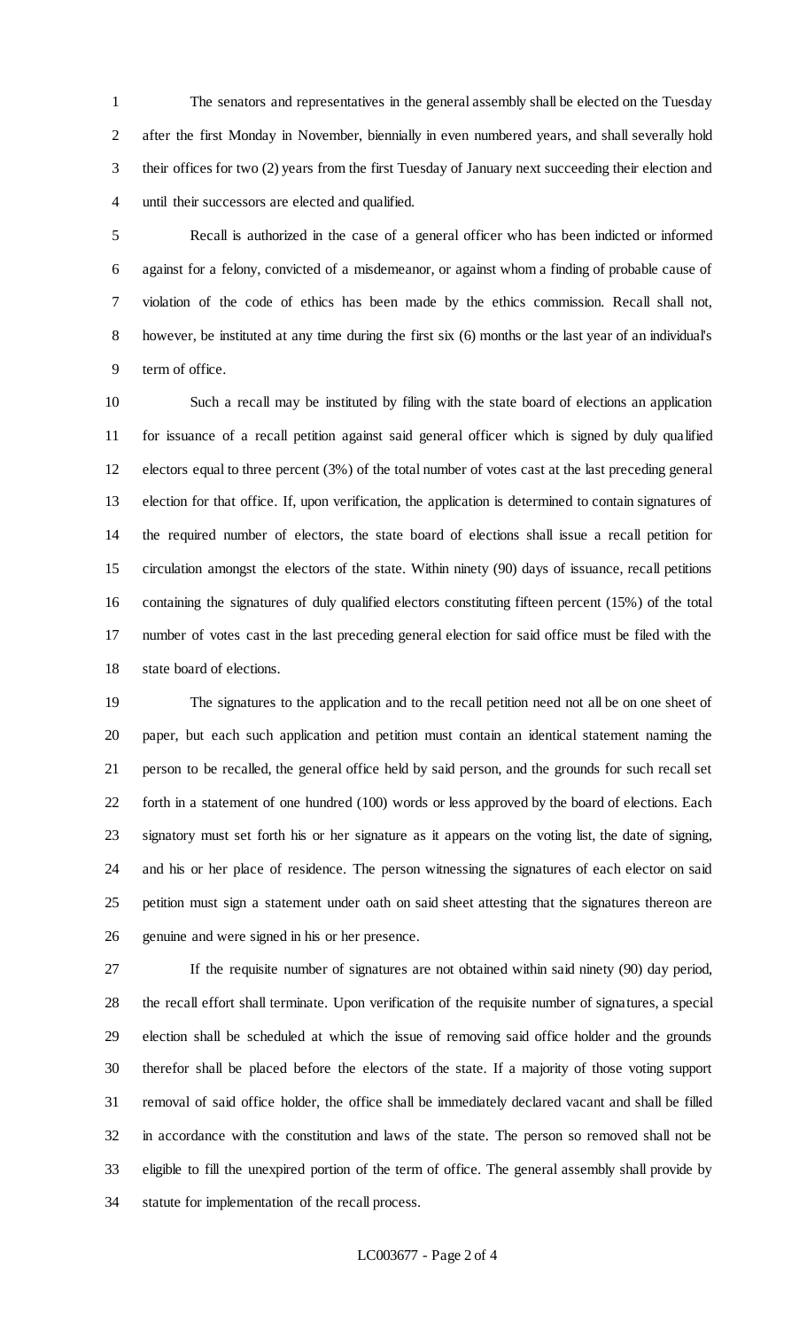The senators and representatives in the general assembly shall be elected on the Tuesday after the first Monday in November, biennially in even numbered years, and shall severally hold their offices for two (2) years from the first Tuesday of January next succeeding their election and until their successors are elected and qualified.

Recall is authorized in the case of a general officer who has been indicted or informed against for a felony, convicted of a misdemeanor, or against whom a finding of probable cause of violation of the code of ethics has been made by the ethics commission. Recall shall not, however, be instituted at any time during the first six (6) months or the last year of an individual's term of office.

Such a recall may be instituted by filing with the state board of elections an application for issuance of a recall petition against said general officer which is signed by duly qualified electors equal to three percent (3%) of the total number of votes cast at the last preceding general election for that office. If, upon verification, the application is determined to contain signatures of the required number of electors, the state board of elections shall issue a recall petition for circulation amongst the electors of the state. Within ninety (90) days of issuance, recall petitions containing the signatures of duly qualified electors constituting fifteen percent (15%) of the total number of votes cast in the last preceding general election for said office must be filed with the state board of elections.

The signatures to the application and to the recall petition need not all be on one sheet of paper, but each such application and petition must contain an identical statement naming the person to be recalled, the general office held by said person, and the grounds for such recall set forth in a statement of one hundred (100) words or less approved by the board of elections. Each signatory must set forth his or her signature as it appears on the voting list, the date of signing, and his or her place of residence. The person witnessing the signatures of each elector on said petition must sign a statement under oath on said sheet attesting that the signatures thereon are genuine and were signed in his or her presence.

If the requisite number of signatures are not obtained within said ninety (90) day period, the recall effort shall terminate. Upon verification of the requisite number of signatures, a special election shall be scheduled at which the issue of removing said office holder and the grounds therefor shall be placed before the electors of the state. If a majority of those voting support removal of said office holder, the office shall be immediately declared vacant and shall be filled in accordance with the constitution and laws of the state. The person so removed shall not be eligible to fill the unexpired portion of the term of office. The general assembly shall provide by statute for implementation of the recall process.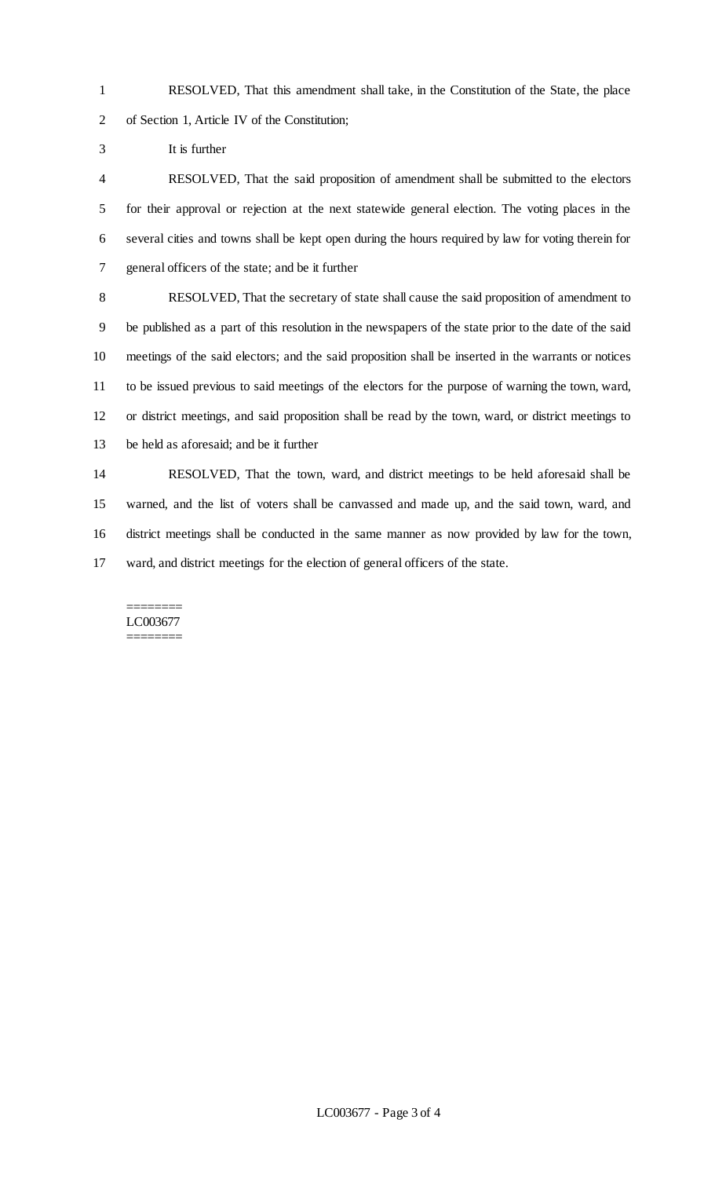RESOLVED, That this amendment shall take, in the Constitution of the State, the place of Section 1, Article IV of the Constitution;

It is further

RESOLVED, That the said proposition of amendment shall be submitted to the electors for their approval or rejection at the next statewide general election. The voting places in the several cities and towns shall be kept open during the hours required by law for voting therein for general officers of the state; and be it further

RESOLVED, That the secretary of state shall cause the said proposition of amendment to be published as a part of this resolution in the newspapers of the state prior to the date of the said meetings of the said electors; and the said proposition shall be inserted in the warrants or notices to be issued previous to said meetings of the electors for the purpose of warning the town, ward, or district meetings, and said proposition shall be read by the town, ward, or district meetings to be held as aforesaid; and be it further

RESOLVED, That the town, ward, and district meetings to be held aforesaid shall be warned, and the list of voters shall be canvassed and made up, and the said town, ward, and district meetings shall be conducted in the same manner as now provided by law for the town, ward, and district meetings for the election of general officers of the state.

========
LC003677
========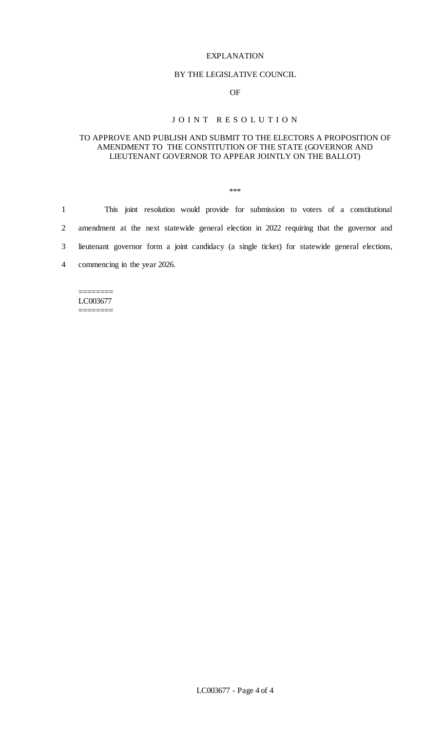EXPLANATION

BY THE LEGISLATIVE COUNCIL

OF

J O I N T   R E S O L U T I O N

TO APPROVE AND PUBLISH AND SUBMIT TO THE ELECTORS A PROPOSITION OF AMENDMENT TO THE CONSTITUTION OF THE STATE (GOVERNOR AND LIEUTENANT GOVERNOR TO APPEAR JOINTLY ON THE BALLOT)

***

This joint resolution would provide for submission to voters of a constitutional amendment at the next statewide general election in 2022 requiring that the governor and lieutenant governor form a joint candidacy (a single ticket) for statewide general elections, commencing in the year 2026.

========
LC003677
========